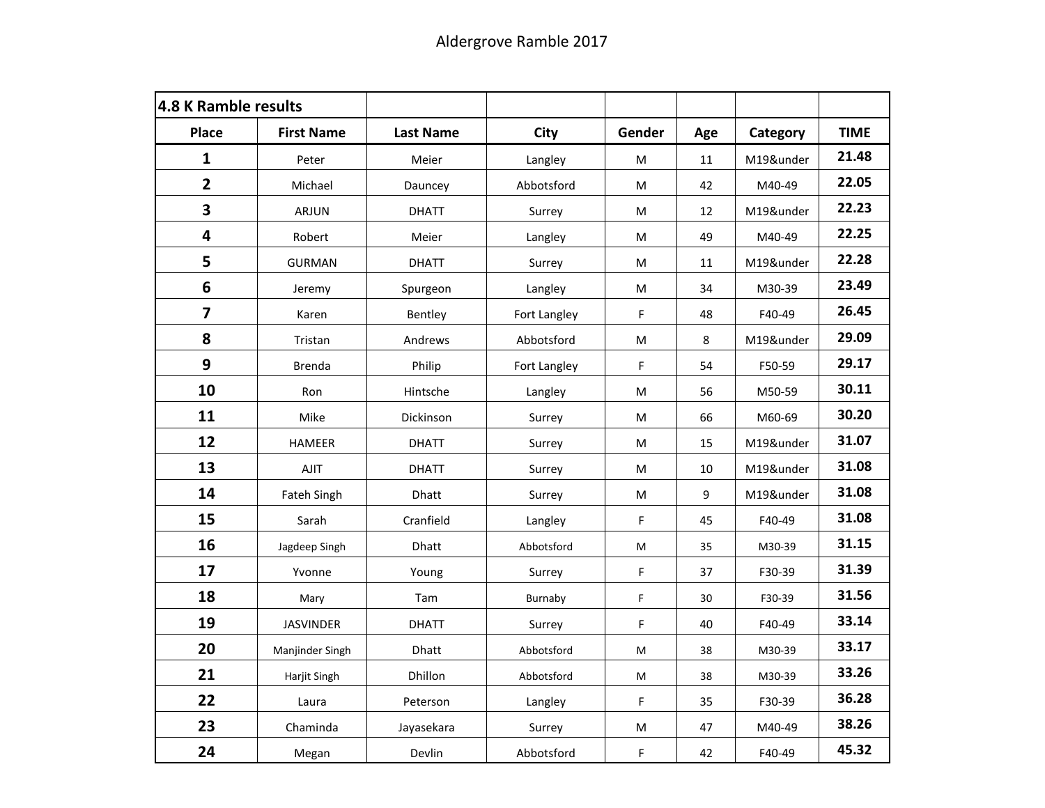# Aldergrove Ramble 2017

| **4.8 K Ramble results** | | | | | | | |
|---|---|---|---|---|---|---|---|
| **Place** | **First Name** | **Last Name** | **City** | **Gender** | **Age** | **Category** | **TIME** |
| **1** | Peter | Meier | Langley | M | 11 | M19&under | **21.48** |
| **2** | Michael | Dauncey | Abbotsford | M | 42 | M40-49 | **22.05** |
| **3** | ARJUN | DHATT | Surrey | M | 12 | M19&under | **22.23** |
| **4** | Robert | Meier | Langley | M | 49 | M40-49 | **22.25** |
| **5** | GURMAN | DHATT | Surrey | M | 11 | M19&under | **22.28** |
| **6** | Jeremy | Spurgeon | Langley | M | 34 | M30-39 | **23.49** |
| **7** | Karen | Bentley | Fort Langley | F | 48 | F40-49 | **26.45** |
| **8** | Tristan | Andrews | Abbotsford | M | 8 | M19&under | **29.09** |
| **9** | Brenda | Philip | Fort Langley | F | 54 | F50-59 | **29.17** |
| **10** | Ron | Hintsche | Langley | M | 56 | M50-59 | **30.11** |
| **11** | Mike | Dickinson | Surrey | M | 66 | M60-69 | **30.20** |
| **12** | HAMEER | DHATT | Surrey | M | 15 | M19&under | **31.07** |
| **13** | AJIT | DHATT | Surrey | M | 10 | M19&under | **31.08** |
| **14** | Fateh Singh | Dhatt | Surrey | M | 9 | M19&under | **31.08** |
| **15** | Sarah | Cranfield | Langley | F | 45 | F40-49 | **31.08** |
| **16** | Jagdeep Singh | Dhatt | Abbotsford | M | 35 | M30-39 | **31.15** |
| **17** | Yvonne | Young | Surrey | F | 37 | F30-39 | **31.39** |
| **18** | Mary | Tam | Burnaby | F | 30 | F30-39 | **31.56** |
| **19** | JASVINDER | DHATT | Surrey | F | 40 | F40-49 | **33.14** |
| **20** | Manjinder Singh | Dhatt | Abbotsford | M | 38 | M30-39 | **33.17** |
| **21** | Harjit Singh | Dhillon | Abbotsford | M | 38 | M30-39 | **33.26** |
| **22** | Laura | Peterson | Langley | F | 35 | F30-39 | **36.28** |
| **23** | Chaminda | Jayasekara | Surrey | M | 47 | M40-49 | **38.26** |
| **24** | Megan | Devlin | Abbotsford | F | 42 | F40-49 | **45.32** |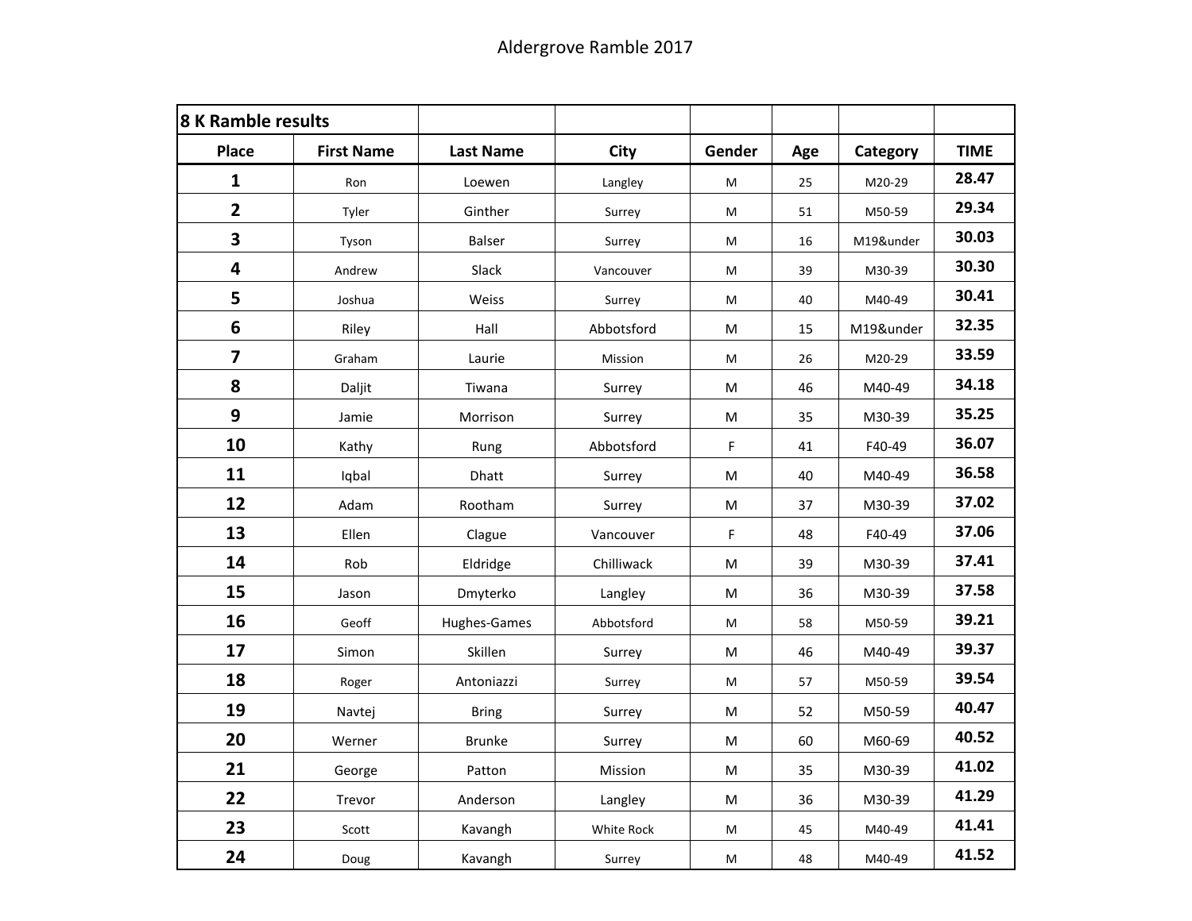# Aldergrove Ramble 2017

| 8 K Ramble results | | | | | | | |
|---|---|---|---|---|---|---|---|
| **Place** | **First Name** | **Last Name** | **City** | **Gender** | **Age** | **Category** | **TIME** |
| **1** | Ron | Loewen | Langley | M | 25 | M20-29 | **28.47** |
| **2** | Tyler | Ginther | Surrey | M | 51 | M50-59 | **29.34** |
| **3** | Tyson | Balser | Surrey | M | 16 | M19&under | **30.03** |
| **4** | Andrew | Slack | Vancouver | M | 39 | M30-39 | **30.30** |
| **5** | Joshua | Weiss | Surrey | M | 40 | M40-49 | **30.41** |
| **6** | Riley | Hall | Abbotsford | M | 15 | M19&under | **32.35** |
| **7** | Graham | Laurie | Mission | M | 26 | M20-29 | **33.59** |
| **8** | Daljit | Tiwana | Surrey | M | 46 | M40-49 | **34.18** |
| **9** | Jamie | Morrison | Surrey | M | 35 | M30-39 | **35.25** |
| **10** | Kathy | Rung | Abbotsford | F | 41 | F40-49 | **36.07** |
| **11** | Iqbal | Dhatt | Surrey | M | 40 | M40-49 | **36.58** |
| **12** | Adam | Rootham | Surrey | M | 37 | M30-39 | **37.02** |
| **13** | Ellen | Clague | Vancouver | F | 48 | F40-49 | **37.06** |
| **14** | Rob | Eldridge | Chilliwack | M | 39 | M30-39 | **37.41** |
| **15** | Jason | Dmyterko | Langley | M | 36 | M30-39 | **37.58** |
| **16** | Geoff | Hughes-Games | Abbotsford | M | 58 | M50-59 | **39.21** |
| **17** | Simon | Skillen | Surrey | M | 46 | M40-49 | **39.37** |
| **18** | Roger | Antoniazzi | Surrey | M | 57 | M50-59 | **39.54** |
| **19** | Navtej | Bring | Surrey | M | 52 | M50-59 | **40.47** |
| **20** | Werner | Brunke | Surrey | M | 60 | M60-69 | **40.52** |
| **21** | George | Patton | Mission | M | 35 | M30-39 | **41.02** |
| **22** | Trevor | Anderson | Langley | M | 36 | M30-39 | **41.29** |
| **23** | Scott | Kavangh | White Rock | M | 45 | M40-49 | **41.41** |
| **24** | Doug | Kavangh | Surrey | M | 48 | M40-49 | **41.52** |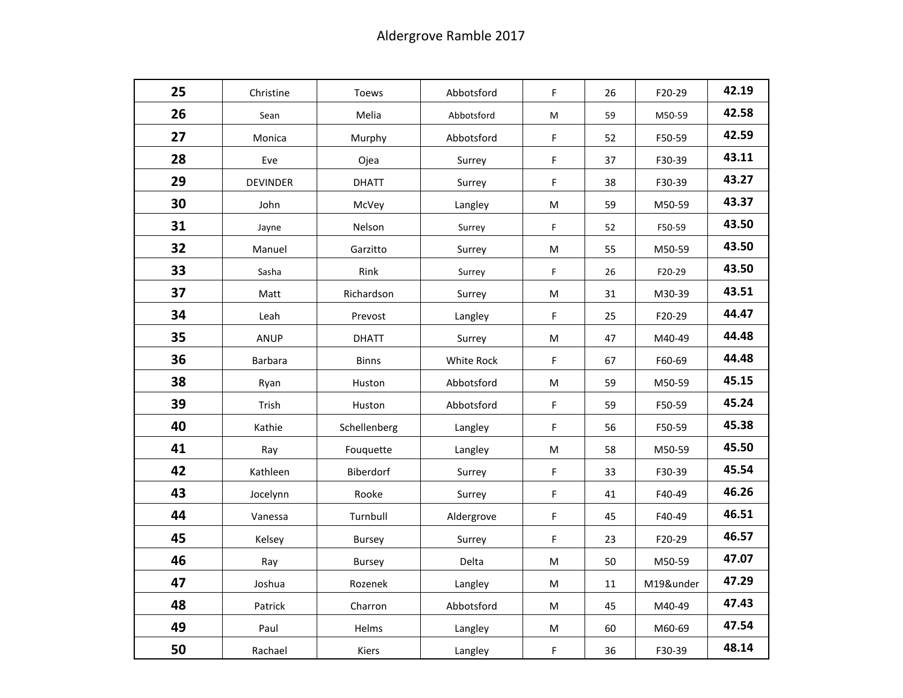Aldergrove Ramble 2017

| | | | | | | | |
|---|---|---|---|---|---|---|---|
| **25** | Christine | Toews | Abbotsford | F | 26 | F20-29 | **42.19** |
| **26** | Sean | Melia | Abbotsford | M | 59 | M50-59 | **42.58** |
| **27** | Monica | Murphy | Abbotsford | F | 52 | F50-59 | **42.59** |
| **28** | Eve | Ojea | Surrey | F | 37 | F30-39 | **43.11** |
| **29** | DEVINDER | DHATT | Surrey | F | 38 | F30-39 | **43.27** |
| **30** | John | McVey | Langley | M | 59 | M50-59 | **43.37** |
| **31** | Jayne | Nelson | Surrey | F | 52 | F50-59 | **43.50** |
| **32** | Manuel | Garzitto | Surrey | M | 55 | M50-59 | **43.50** |
| **33** | Sasha | Rink | Surrey | F | 26 | F20-29 | **43.50** |
| **37** | Matt | Richardson | Surrey | M | 31 | M30-39 | **43.51** |
| **34** | Leah | Prevost | Langley | F | 25 | F20-29 | **44.47** |
| **35** | ANUP | DHATT | Surrey | M | 47 | M40-49 | **44.48** |
| **36** | Barbara | Binns | White Rock | F | 67 | F60-69 | **44.48** |
| **38** | Ryan | Huston | Abbotsford | M | 59 | M50-59 | **45.15** |
| **39** | Trish | Huston | Abbotsford | F | 59 | F50-59 | **45.24** |
| **40** | Kathie | Schellenberg | Langley | F | 56 | F50-59 | **45.38** |
| **41** | Ray | Fouquette | Langley | M | 58 | M50-59 | **45.50** |
| **42** | Kathleen | Biberdorf | Surrey | F | 33 | F30-39 | **45.54** |
| **43** | Jocelynn | Rooke | Surrey | F | 41 | F40-49 | **46.26** |
| **44** | Vanessa | Turnbull | Aldergrove | F | 45 | F40-49 | **46.51** |
| **45** | Kelsey | Bursey | Surrey | F | 23 | F20-29 | **46.57** |
| **46** | Ray | Bursey | Delta | M | 50 | M50-59 | **47.07** |
| **47** | Joshua | Rozenek | Langley | M | 11 | M19&under | **47.29** |
| **48** | Patrick | Charron | Abbotsford | M | 45 | M40-49 | **47.43** |
| **49** | Paul | Helms | Langley | M | 60 | M60-69 | **47.54** |
| **50** | Rachael | Kiers | Langley | F | 36 | F30-39 | **48.14** |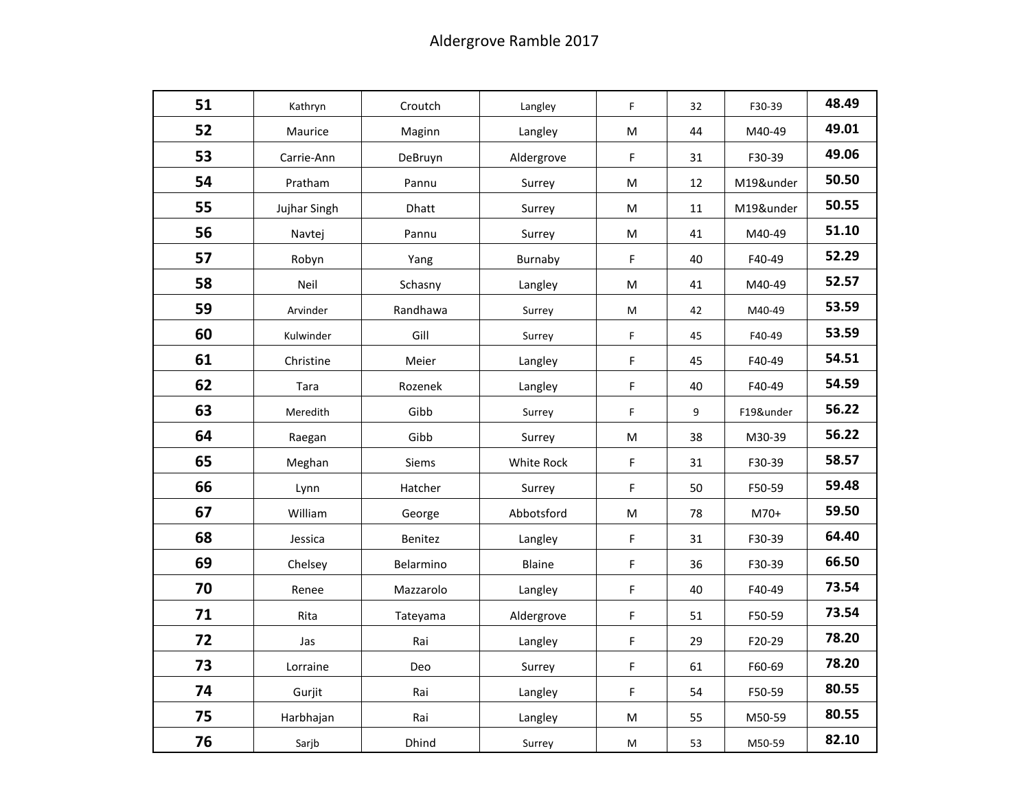Aldergrove Ramble 2017

| | | | | | | | |
|---|---|---|---|---|---|---|---|
| **51** | Kathryn | Croutch | Langley | F | 32 | F30-39 | **48.49** |
| **52** | Maurice | Maginn | Langley | M | 44 | M40-49 | **49.01** |
| **53** | Carrie-Ann | DeBruyn | Aldergrove | F | 31 | F30-39 | **49.06** |
| **54** | Pratham | Pannu | Surrey | M | 12 | M19&under | **50.50** |
| **55** | Jujhar Singh | Dhatt | Surrey | M | 11 | M19&under | **50.55** |
| **56** | Navtej | Pannu | Surrey | M | 41 | M40-49 | **51.10** |
| **57** | Robyn | Yang | Burnaby | F | 40 | F40-49 | **52.29** |
| **58** | Neil | Schasny | Langley | M | 41 | M40-49 | **52.57** |
| **59** | Arvinder | Randhawa | Surrey | M | 42 | M40-49 | **53.59** |
| **60** | Kulwinder | Gill | Surrey | F | 45 | F40-49 | **53.59** |
| **61** | Christine | Meier | Langley | F | 45 | F40-49 | **54.51** |
| **62** | Tara | Rozenek | Langley | F | 40 | F40-49 | **54.59** |
| **63** | Meredith | Gibb | Surrey | F | 9 | F19&under | **56.22** |
| **64** | Raegan | Gibb | Surrey | M | 38 | M30-39 | **56.22** |
| **65** | Meghan | Siems | White Rock | F | 31 | F30-39 | **58.57** |
| **66** | Lynn | Hatcher | Surrey | F | 50 | F50-59 | **59.48** |
| **67** | William | George | Abbotsford | M | 78 | M70+ | **59.50** |
| **68** | Jessica | Benitez | Langley | F | 31 | F30-39 | **64.40** |
| **69** | Chelsey | Belarmino | Blaine | F | 36 | F30-39 | **66.50** |
| **70** | Renee | Mazzarolo | Langley | F | 40 | F40-49 | **73.54** |
| **71** | Rita | Tateyama | Aldergrove | F | 51 | F50-59 | **73.54** |
| **72** | Jas | Rai | Langley | F | 29 | F20-29 | **78.20** |
| **73** | Lorraine | Deo | Surrey | F | 61 | F60-69 | **78.20** |
| **74** | Gurjit | Rai | Langley | F | 54 | F50-59 | **80.55** |
| **75** | Harbhajan | Rai | Langley | M | 55 | M50-59 | **80.55** |
| **76** | Sarjb | Dhind | Surrey | M | 53 | M50-59 | **82.10** |